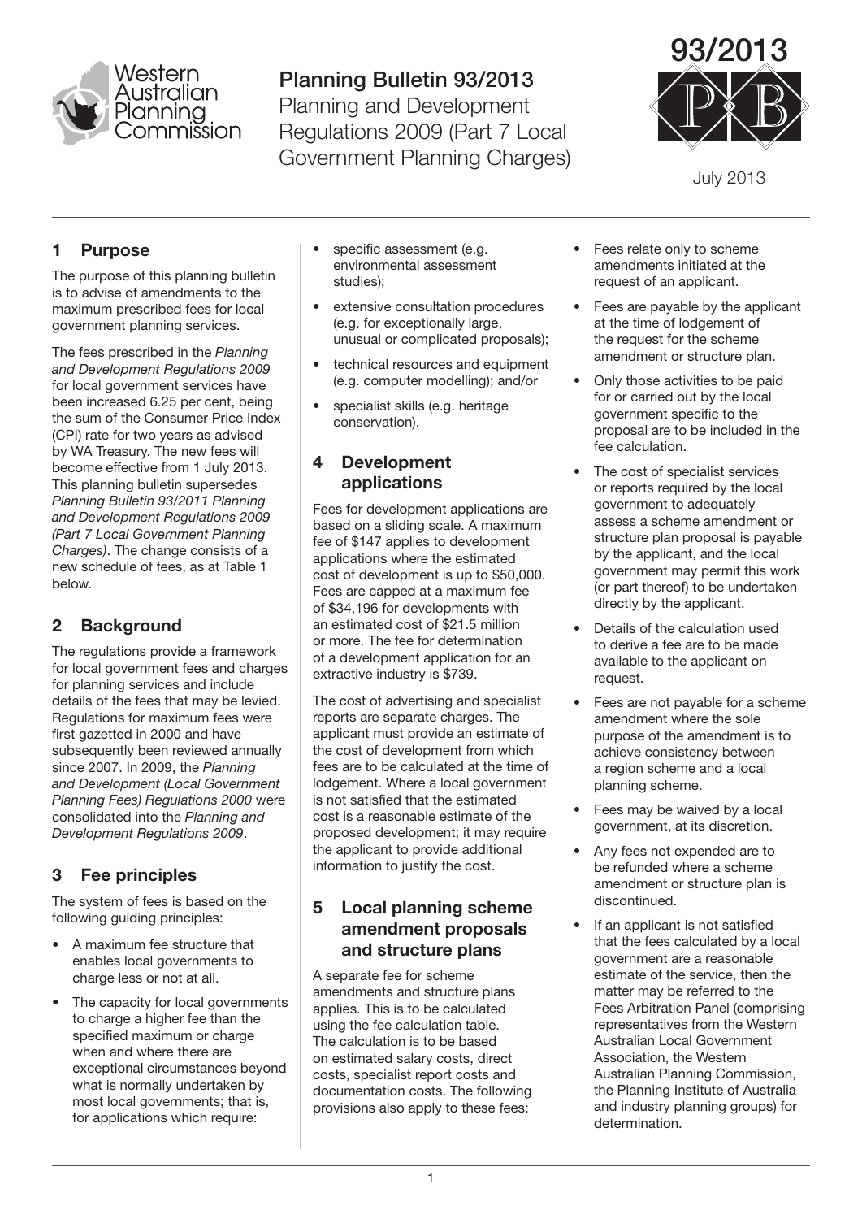# Planning Bulletin 93/2013

Planning and Development Regulations 2009 (Part 7 Local Government Planning Charges)

July 2013

## 1 Purpose

The purpose of this planning bulletin is to advise of amendments to the maximum prescribed fees for local government planning services.

The fees prescribed in the *Planning and Development Regulations 2009* for local government services have been increased 6.25 per cent, being the sum of the Consumer Price Index (CPI) rate for two years as advised by WA Treasury. The new fees will become effective from 1 July 2013. This planning bulletin supersedes *Planning Bulletin 93/2011 Planning and Development Regulations 2009 (Part 7 Local Government Planning Charges)*. The change consists of a new schedule of fees, as at Table 1 below.

## 2 Background

The regulations provide a framework for local government fees and charges for planning services and include details of the fees that may be levied. Regulations for maximum fees were first gazetted in 2000 and have subsequently been reviewed annually since 2007. In 2009, the *Planning and Development (Local Government Planning Fees) Regulations 2000* were consolidated into the *Planning and Development Regulations 2009*.

## 3 Fee principles

The system of fees is based on the following guiding principles:

- A maximum fee structure that enables local governments to charge less or not at all.
- The capacity for local governments to charge a higher fee than the specified maximum or charge when and where there are exceptional circumstances beyond what is normally undertaken by most local governments; that is, for applications which require:
- specific assessment (e.g. environmental assessment studies);
- extensive consultation procedures (e.g. for exceptionally large, unusual or complicated proposals);
- technical resources and equipment (e.g. computer modelling); and/or
- specialist skills (e.g. heritage conservation).

## 4 Development applications

Fees for development applications are based on a sliding scale. A maximum fee of $147 applies to development applications where the estimated cost of development is up to $50,000. Fees are capped at a maximum fee of $34,196 for developments with an estimated cost of $21.5 million or more. The fee for determination of a development application for an extractive industry is $739.

The cost of advertising and specialist reports are separate charges. The applicant must provide an estimate of the cost of development from which fees are to be calculated at the time of lodgement. Where a local government is not satisfied that the estimated cost is a reasonable estimate of the proposed development; it may require the applicant to provide additional information to justify the cost.

## 5 Local planning scheme amendment proposals and structure plans

A separate fee for scheme amendments and structure plans applies. This is to be calculated using the fee calculation table. The calculation is to be based on estimated salary costs, direct costs, specialist report costs and documentation costs. The following provisions also apply to these fees:

- Fees relate only to scheme amendments initiated at the request of an applicant.
- Fees are payable by the applicant at the time of lodgement of the request for the scheme amendment or structure plan.
- Only those activities to be paid for or carried out by the local government specific to the proposal are to be included in the fee calculation.
- The cost of specialist services or reports required by the local government to adequately assess a scheme amendment or structure plan proposal is payable by the applicant, and the local government may permit this work (or part thereof) to be undertaken directly by the applicant.
- Details of the calculation used to derive a fee are to be made available to the applicant on request.
- Fees are not payable for a scheme amendment where the sole purpose of the amendment is to achieve consistency between a region scheme and a local planning scheme.
- Fees may be waived by a local government, at its discretion.
- Any fees not expended are to be refunded where a scheme amendment or structure plan is discontinued.
- If an applicant is not satisfied that the fees calculated by a local government are a reasonable estimate of the service, then the matter may be referred to the Fees Arbitration Panel (comprising representatives from the Western Australian Local Government Association, the Western Australian Planning Commission, the Planning Institute of Australia and industry planning groups) for determination.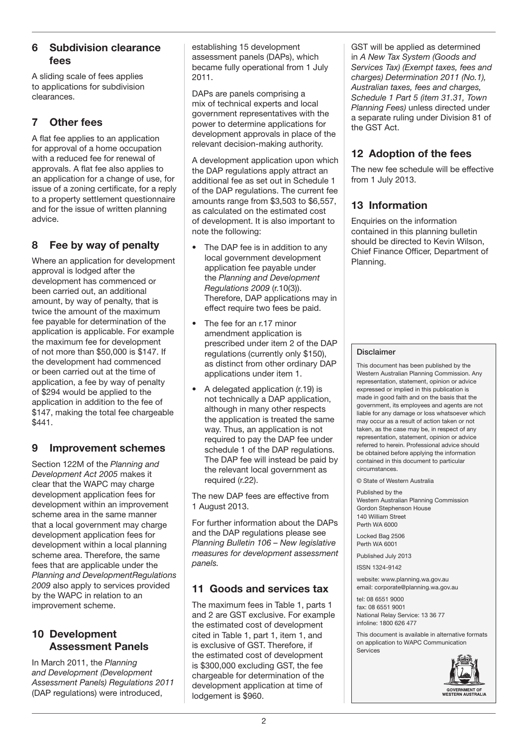## 6 Subdivision clearance fees

A sliding scale of fees applies to applications for subdivision clearances.

## 7 Other fees

A flat fee applies to an application for approval of a home occupation with a reduced fee for renewal of approvals. A flat fee also applies to an application for a change of use, for issue of a zoning certificate, for a reply to a property settlement questionnaire and for the issue of written planning advice.

## 8 Fee by way of penalty

Where an application for development approval is lodged after the development has commenced or been carried out, an additional amount, by way of penalty, that is twice the amount of the maximum fee payable for determination of the application is applicable. For example the maximum fee for development of not more than $50,000 is $147. If the development had commenced or been carried out at the time of application, a fee by way of penalty of $294 would be applied to the application in addition to the fee of $147, making the total fee chargeable $441.

## 9 Improvement schemes

Section 122M of the *Planning and Development Act 2005* makes it clear that the WAPC may charge development application fees for development within an improvement scheme area in the same manner that a local government may charge development application fees for development within a local planning scheme area. Therefore, the same fees that are applicable under the *Planning and DevelopmentRegulations 2009* also apply to services provided by the WAPC in relation to an improvement scheme.

## 10 Development Assessment Panels

In March 2011, the *Planning and Development (Development Assessment Panels) Regulations 2011* (DAP regulations) were introduced, establishing 15 development assessment panels (DAPs), which became fully operational from 1 July 2011.

DAPs are panels comprising a mix of technical experts and local government representatives with the power to determine applications for development approvals in place of the relevant decision-making authority.

A development application upon which the DAP regulations apply attract an additional fee as set out in Schedule 1 of the DAP regulations. The current fee amounts range from $3,503 to $6,557, as calculated on the estimated cost of development. It is also important to note the following:

- The DAP fee is in addition to any local government development application fee payable under the *Planning and Development Regulations 2009* (r.10(3)). Therefore, DAP applications may in effect require two fees be paid.
- The fee for an r.17 minor amendment application is prescribed under item 2 of the DAP regulations (currently only $150), as distinct from other ordinary DAP applications under item 1.
- A delegated application (r.19) is not technically a DAP application, although in many other respects the application is treated the same way. Thus, an application is not required to pay the DAP fee under schedule 1 of the DAP regulations. The DAP fee will instead be paid by the relevant local government as required (r.22).

The new DAP fees are effective from 1 August 2013.

For further information about the DAPs and the DAP regulations please see *Planning Bulletin 106 – New legislative measures for development assessment panels.*

## 11 Goods and services tax

The maximum fees in Table 1, parts 1 and 2 are GST exclusive. For example the estimated cost of development cited in Table 1, part 1, item 1, and is exclusive of GST. Therefore, if the estimated cost of development is $300,000 excluding GST, the fee chargeable for determination of the development application at time of lodgement is $960.

GST will be applied as determined in *A New Tax System (Goods and Services Tax) (Exempt taxes, fees and charges) Determination 2011 (No.1), Australian taxes, fees and charges, Schedule 1 Part 5 (item 31.31, Town Planning Fees)* unless directed under a separate ruling under Division 81 of the GST Act.

## 12 Adoption of the fees

The new fee schedule will be effective from 1 July 2013.

## 13 Information

Enquiries on the information contained in this planning bulletin should be directed to Kevin Wilson, Chief Finance Officer, Department of Planning.

**Disclaimer**

This document has been published by the Western Australian Planning Commission. Any representation, statement, opinion or advice expressed or implied in this publication is made in good faith and on the basis that the government, its employees and agents are not liable for any damage or loss whatsoever which may occur as a result of action taken or not taken, as the case may be, in respect of any representation, statement, opinion or advice referred to herein. Professional advice should be obtained before applying the information contained in this document to particular circumstances.

© State of Western Australia

Published by the
Western Australian Planning Commission
Gordon Stephenson House
140 William Street
Perth WA 6000

Locked Bag 2506
Perth WA 6001

Published July 2013

ISSN 1324-9142

website: www.planning.wa.gov.au
email: corporate@planning.wa.gov.au

tel: 08 6551 9000
fax: 08 6551 9001
National Relay Service: 13 36 77
infoline: 1800 626 477

This document is available in alternative formats on application to WAPC Communication Services

GOVERNMENT OF WESTERN AUSTRALIA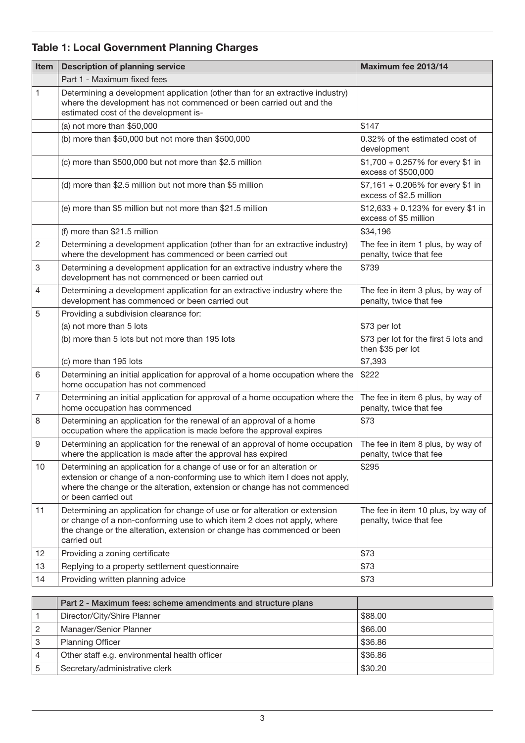## Table 1: Local Government Planning Charges

| Item | Description of planning service | Maximum fee 2013/14 |
|---|---|---|
| | Part 1 - Maximum fixed fees | |
| 1 | Determining a development application (other than for an extractive industry) where the development has not commenced or been carried out and the estimated cost of the development is- | |
| | (a) not more than $50,000 | $147 |
| | (b) more than $50,000 but not more than $500,000 | 0.32% of the estimated cost of development |
| | (c) more than $500,000 but not more than $2.5 million | $1,700 + 0.257% for every $1 in excess of $500,000 |
| | (d) more than $2.5 million but not more than $5 million | $7,161 + 0.206% for every $1 in excess of $2.5 million |
| | (e) more than $5 million but not more than $21.5 million | $12,633 + 0.123% for every $1 in excess of $5 million |
| | (f) more than $21.5 million | $34,196 |
| 2 | Determining a development application (other than for an extractive industry) where the development has commenced or been carried out | The fee in item 1 plus, by way of penalty, twice that fee |
| 3 | Determining a development application for an extractive industry where the development has not commenced or been carried out | $739 |
| 4 | Determining a development application for an extractive industry where the development has commenced or been carried out | The fee in item 3 plus, by way of penalty, twice that fee |
| 5 | Providing a subdivision clearance for: | |
| | (a) not more than 5 lots | $73 per lot |
| | (b) more than 5 lots but not more than 195 lots | $73 per lot for the first 5 lots and then $35 per lot |
| | (c) more than 195 lots | $7,393 |
| 6 | Determining an initial application for approval of a home occupation where the home occupation has not commenced | $222 |
| 7 | Determining an initial application for approval of a home occupation where the home occupation has commenced | The fee in item 6 plus, by way of penalty, twice that fee |
| 8 | Determining an application for the renewal of an approval of a home occupation where the application is made before the approval expires | $73 |
| 9 | Determining an application for the renewal of an approval of home occupation where the application is made after the approval has expired | The fee in item 8 plus, by way of penalty, twice that fee |
| 10 | Determining an application for a change of use or for an alteration or extension or change of a non-conforming use to which item I does not apply, where the change or the alteration, extension or change has not commenced or been carried out | $295 |
| 11 | Determining an application for change of use or for alteration or extension or change of a non-conforming use to which item 2 does not apply, where the change or the alteration, extension or change has commenced or been carried out | The fee in item 10 plus, by way of penalty, twice that fee |
| 12 | Providing a zoning certificate | $73 |
| 13 | Replying to a property settlement questionnaire | $73 |
| 14 | Providing written planning advice | $73 |

| | Part 2 - Maximum fees: scheme amendments and structure plans | |
|---|---|---|
| 1 | Director/City/Shire Planner | $88.00 |
| 2 | Manager/Senior Planner | $66.00 |
| 3 | Planning Officer | $36.86 |
| 4 | Other staff e.g. environmental health officer | $36.86 |
| 5 | Secretary/administrative clerk | $30.20 |